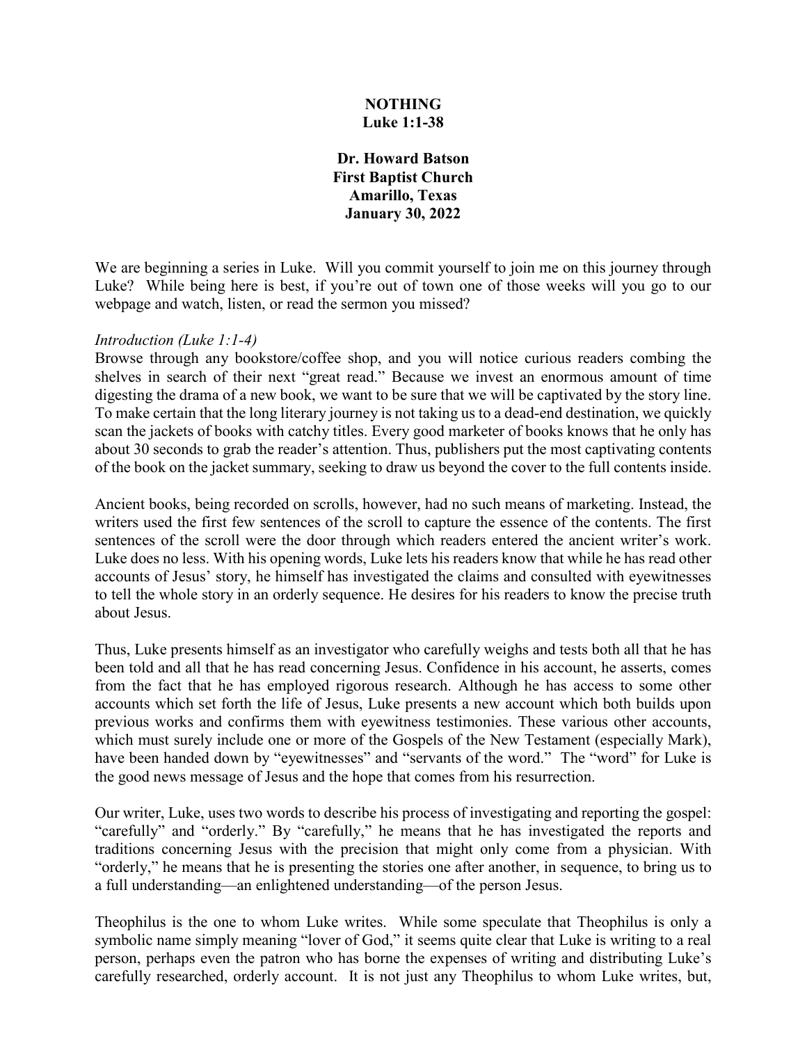**NOTHING**
**Luke 1:1-38**

**Dr. Howard Batson**
**First Baptist Church**
**Amarillo, Texas**
**January 30, 2022**

We are beginning a series in Luke. Will you commit yourself to join me on this journey through Luke? While being here is best, if you're out of town one of those weeks will you go to our webpage and watch, listen, or read the sermon you missed?

*Introduction (Luke 1:1-4)*

Browse through any bookstore/coffee shop, and you will notice curious readers combing the shelves in search of their next "great read." Because we invest an enormous amount of time digesting the drama of a new book, we want to be sure that we will be captivated by the story line. To make certain that the long literary journey is not taking us to a dead-end destination, we quickly scan the jackets of books with catchy titles. Every good marketer of books knows that he only has about 30 seconds to grab the reader's attention. Thus, publishers put the most captivating contents of the book on the jacket summary, seeking to draw us beyond the cover to the full contents inside.

Ancient books, being recorded on scrolls, however, had no such means of marketing. Instead, the writers used the first few sentences of the scroll to capture the essence of the contents. The first sentences of the scroll were the door through which readers entered the ancient writer's work. Luke does no less. With his opening words, Luke lets his readers know that while he has read other accounts of Jesus' story, he himself has investigated the claims and consulted with eyewitnesses to tell the whole story in an orderly sequence. He desires for his readers to know the precise truth about Jesus.

Thus, Luke presents himself as an investigator who carefully weighs and tests both all that he has been told and all that he has read concerning Jesus. Confidence in his account, he asserts, comes from the fact that he has employed rigorous research. Although he has access to some other accounts which set forth the life of Jesus, Luke presents a new account which both builds upon previous works and confirms them with eyewitness testimonies. These various other accounts, which must surely include one or more of the Gospels of the New Testament (especially Mark), have been handed down by "eyewitnesses" and "servants of the word." The "word" for Luke is the good news message of Jesus and the hope that comes from his resurrection.

Our writer, Luke, uses two words to describe his process of investigating and reporting the gospel: "carefully" and "orderly." By "carefully," he means that he has investigated the reports and traditions concerning Jesus with the precision that might only come from a physician. With "orderly," he means that he is presenting the stories one after another, in sequence, to bring us to a full understanding—an enlightened understanding—of the person Jesus.

Theophilus is the one to whom Luke writes. While some speculate that Theophilus is only a symbolic name simply meaning "lover of God," it seems quite clear that Luke is writing to a real person, perhaps even the patron who has borne the expenses of writing and distributing Luke's carefully researched, orderly account. It is not just any Theophilus to whom Luke writes, but,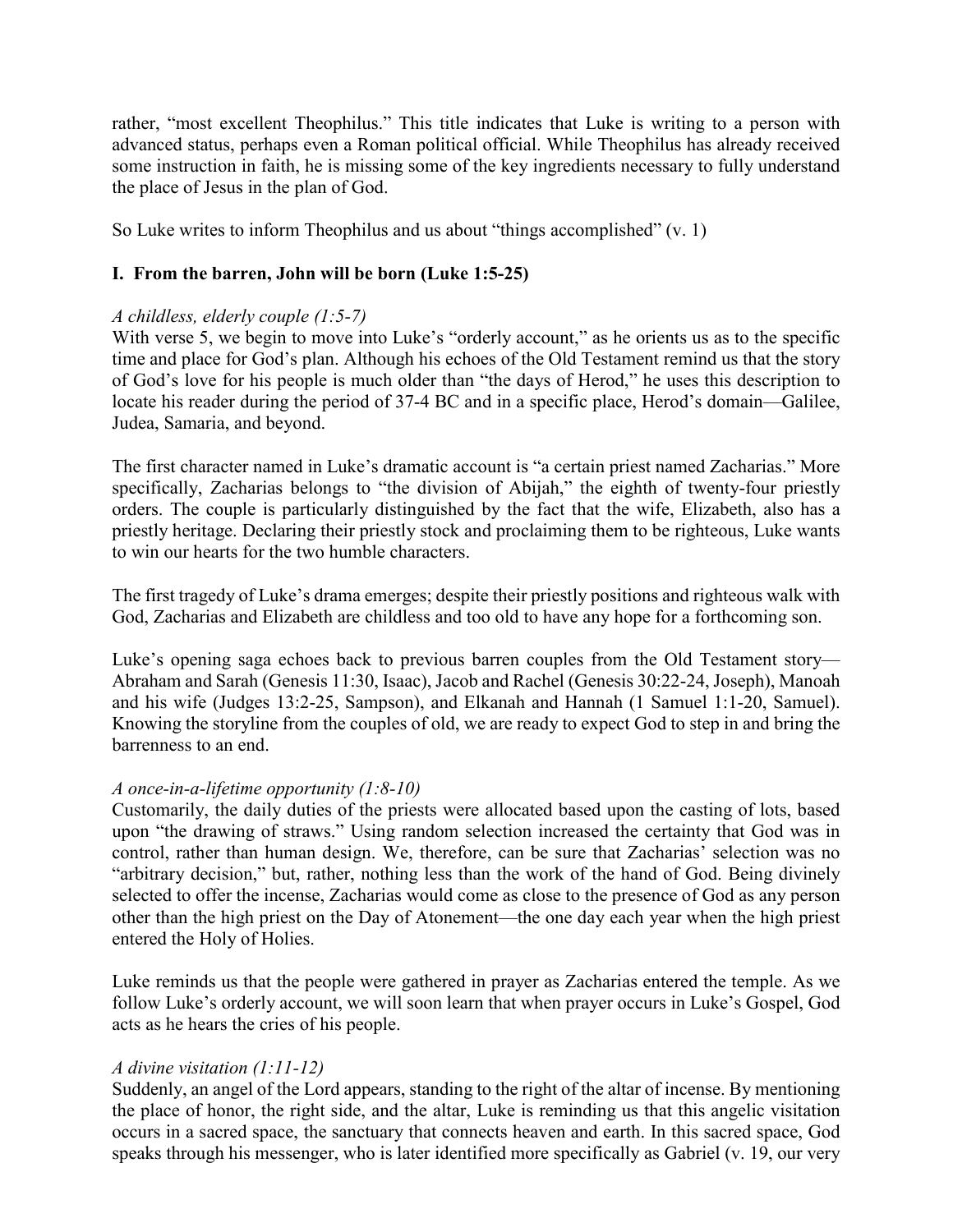rather, "most excellent Theophilus." This title indicates that Luke is writing to a person with advanced status, perhaps even a Roman political official. While Theophilus has already received some instruction in faith, he is missing some of the key ingredients necessary to fully understand the place of Jesus in the plan of God.

So Luke writes to inform Theophilus and us about "things accomplished" (v. 1)

### I. From the barren, John will be born (Luke 1:5-25)

*A childless, elderly couple (1:5-7)*
With verse 5, we begin to move into Luke's "orderly account," as he orients us as to the specific time and place for God's plan. Although his echoes of the Old Testament remind us that the story of God's love for his people is much older than "the days of Herod," he uses this description to locate his reader during the period of 37-4 BC and in a specific place, Herod's domain—Galilee, Judea, Samaria, and beyond.

The first character named in Luke's dramatic account is "a certain priest named Zacharias." More specifically, Zacharias belongs to "the division of Abijah," the eighth of twenty-four priestly orders. The couple is particularly distinguished by the fact that the wife, Elizabeth, also has a priestly heritage. Declaring their priestly stock and proclaiming them to be righteous, Luke wants to win our hearts for the two humble characters.

The first tragedy of Luke's drama emerges; despite their priestly positions and righteous walk with God, Zacharias and Elizabeth are childless and too old to have any hope for a forthcoming son.

Luke's opening saga echoes back to previous barren couples from the Old Testament story—Abraham and Sarah (Genesis 11:30, Isaac), Jacob and Rachel (Genesis 30:22-24, Joseph), Manoah and his wife (Judges 13:2-25, Sampson), and Elkanah and Hannah (1 Samuel 1:1-20, Samuel). Knowing the storyline from the couples of old, we are ready to expect God to step in and bring the barrenness to an end.

*A once-in-a-lifetime opportunity (1:8-10)*
Customarily, the daily duties of the priests were allocated based upon the casting of lots, based upon "the drawing of straws." Using random selection increased the certainty that God was in control, rather than human design. We, therefore, can be sure that Zacharias' selection was no "arbitrary decision," but, rather, nothing less than the work of the hand of God. Being divinely selected to offer the incense, Zacharias would come as close to the presence of God as any person other than the high priest on the Day of Atonement—the one day each year when the high priest entered the Holy of Holies.

Luke reminds us that the people were gathered in prayer as Zacharias entered the temple. As we follow Luke's orderly account, we will soon learn that when prayer occurs in Luke's Gospel, God acts as he hears the cries of his people.

*A divine visitation (1:11-12)*
Suddenly, an angel of the Lord appears, standing to the right of the altar of incense. By mentioning the place of honor, the right side, and the altar, Luke is reminding us that this angelic visitation occurs in a sacred space, the sanctuary that connects heaven and earth. In this sacred space, God speaks through his messenger, who is later identified more specifically as Gabriel (v. 19, our very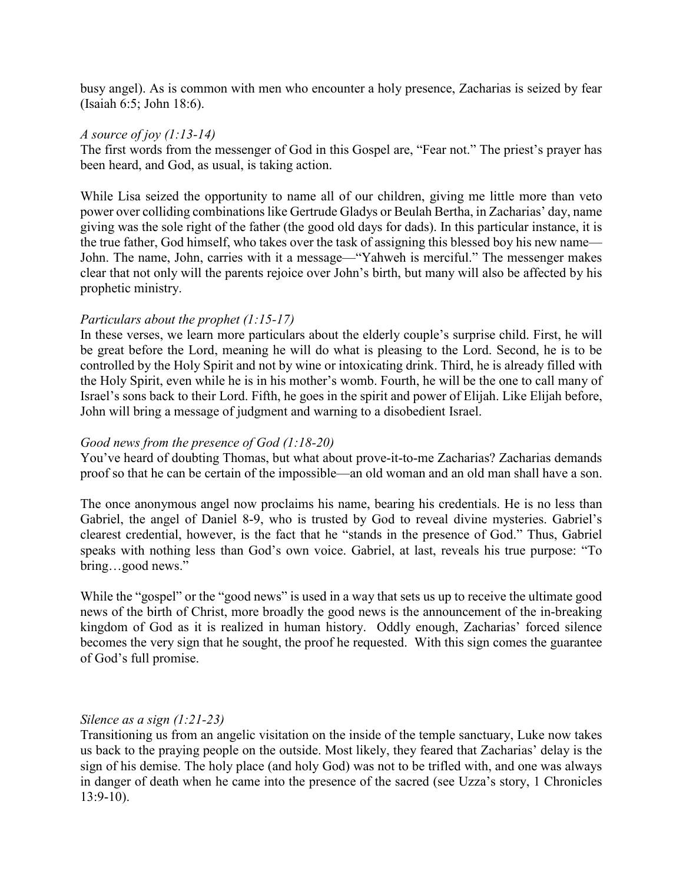busy angel). As is common with men who encounter a holy presence, Zacharias is seized by fear (Isaiah 6:5; John 18:6).

*A source of joy (1:13-14)*
The first words from the messenger of God in this Gospel are, "Fear not." The priest's prayer has been heard, and God, as usual, is taking action.

While Lisa seized the opportunity to name all of our children, giving me little more than veto power over colliding combinations like Gertrude Gladys or Beulah Bertha, in Zacharias' day, name giving was the sole right of the father (the good old days for dads). In this particular instance, it is the true father, God himself, who takes over the task of assigning this blessed boy his new name—John. The name, John, carries with it a message—"Yahweh is merciful." The messenger makes clear that not only will the parents rejoice over John's birth, but many will also be affected by his prophetic ministry.

*Particulars about the prophet (1:15-17)*
In these verses, we learn more particulars about the elderly couple's surprise child. First, he will be great before the Lord, meaning he will do what is pleasing to the Lord. Second, he is to be controlled by the Holy Spirit and not by wine or intoxicating drink. Third, he is already filled with the Holy Spirit, even while he is in his mother's womb. Fourth, he will be the one to call many of Israel's sons back to their Lord. Fifth, he goes in the spirit and power of Elijah. Like Elijah before, John will bring a message of judgment and warning to a disobedient Israel.

*Good news from the presence of God (1:18-20)*
You've heard of doubting Thomas, but what about prove-it-to-me Zacharias? Zacharias demands proof so that he can be certain of the impossible—an old woman and an old man shall have a son.

The once anonymous angel now proclaims his name, bearing his credentials. He is no less than Gabriel, the angel of Daniel 8-9, who is trusted by God to reveal divine mysteries. Gabriel's clearest credential, however, is the fact that he "stands in the presence of God." Thus, Gabriel speaks with nothing less than God's own voice. Gabriel, at last, reveals his true purpose: "To bring…good news."

While the "gospel" or the "good news" is used in a way that sets us up to receive the ultimate good news of the birth of Christ, more broadly the good news is the announcement of the in-breaking kingdom of God as it is realized in human history. Oddly enough, Zacharias' forced silence becomes the very sign that he sought, the proof he requested. With this sign comes the guarantee of God's full promise.

*Silence as a sign (1:21-23)*
Transitioning us from an angelic visitation on the inside of the temple sanctuary, Luke now takes us back to the praying people on the outside. Most likely, they feared that Zacharias' delay is the sign of his demise. The holy place (and holy God) was not to be trifled with, and one was always in danger of death when he came into the presence of the sacred (see Uzza's story, 1 Chronicles 13:9-10).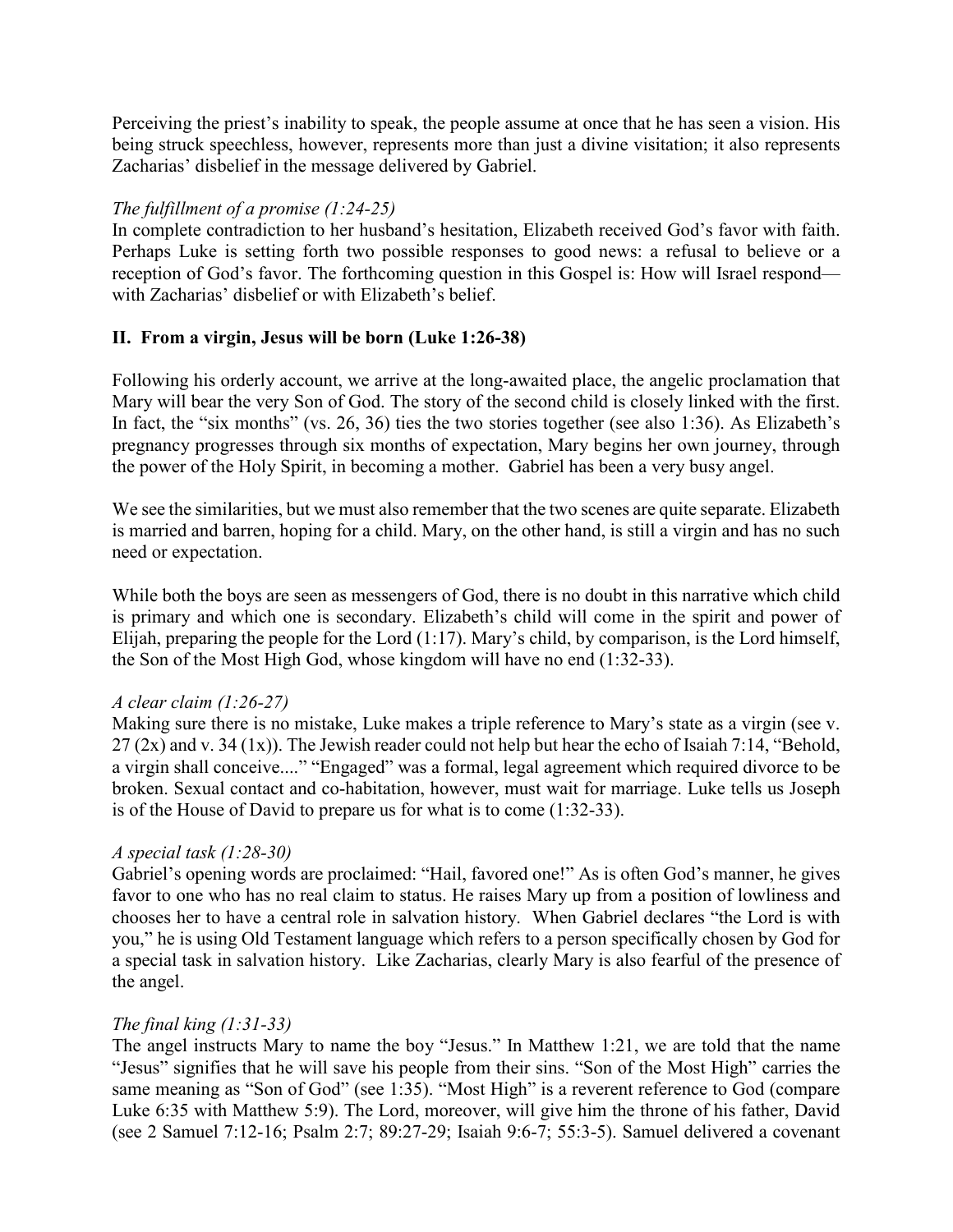Perceiving the priest's inability to speak, the people assume at once that he has seen a vision. His being struck speechless, however, represents more than just a divine visitation; it also represents Zacharias' disbelief in the message delivered by Gabriel.

*The fulfillment of a promise (1:24-25)*
In complete contradiction to her husband's hesitation, Elizabeth received God's favor with faith. Perhaps Luke is setting forth two possible responses to good news: a refusal to believe or a reception of God's favor. The forthcoming question in this Gospel is: How will Israel respond—with Zacharias' disbelief or with Elizabeth's belief.

## II. From a virgin, Jesus will be born (Luke 1:26-38)

Following his orderly account, we arrive at the long-awaited place, the angelic proclamation that Mary will bear the very Son of God. The story of the second child is closely linked with the first. In fact, the "six months" (vs. 26, 36) ties the two stories together (see also 1:36). As Elizabeth's pregnancy progresses through six months of expectation, Mary begins her own journey, through the power of the Holy Spirit, in becoming a mother. Gabriel has been a very busy angel.

We see the similarities, but we must also remember that the two scenes are quite separate. Elizabeth is married and barren, hoping for a child. Mary, on the other hand, is still a virgin and has no such need or expectation.

While both the boys are seen as messengers of God, there is no doubt in this narrative which child is primary and which one is secondary. Elizabeth's child will come in the spirit and power of Elijah, preparing the people for the Lord (1:17). Mary's child, by comparison, is the Lord himself, the Son of the Most High God, whose kingdom will have no end (1:32-33).

*A clear claim (1:26-27)*
Making sure there is no mistake, Luke makes a triple reference to Mary's state as a virgin (see v. 27 (2x) and v. 34 (1x)). The Jewish reader could not help but hear the echo of Isaiah 7:14, "Behold, a virgin shall conceive...." "Engaged" was a formal, legal agreement which required divorce to be broken. Sexual contact and co-habitation, however, must wait for marriage. Luke tells us Joseph is of the House of David to prepare us for what is to come (1:32-33).

*A special task (1:28-30)*
Gabriel's opening words are proclaimed: "Hail, favored one!" As is often God's manner, he gives favor to one who has no real claim to status. He raises Mary up from a position of lowliness and chooses her to have a central role in salvation history. When Gabriel declares "the Lord is with you," he is using Old Testament language which refers to a person specifically chosen by God for a special task in salvation history. Like Zacharias, clearly Mary is also fearful of the presence of the angel.

*The final king (1:31-33)*
The angel instructs Mary to name the boy "Jesus." In Matthew 1:21, we are told that the name "Jesus" signifies that he will save his people from their sins. "Son of the Most High" carries the same meaning as "Son of God" (see 1:35). "Most High" is a reverent reference to God (compare Luke 6:35 with Matthew 5:9). The Lord, moreover, will give him the throne of his father, David (see 2 Samuel 7:12-16; Psalm 2:7; 89:27-29; Isaiah 9:6-7; 55:3-5). Samuel delivered a covenant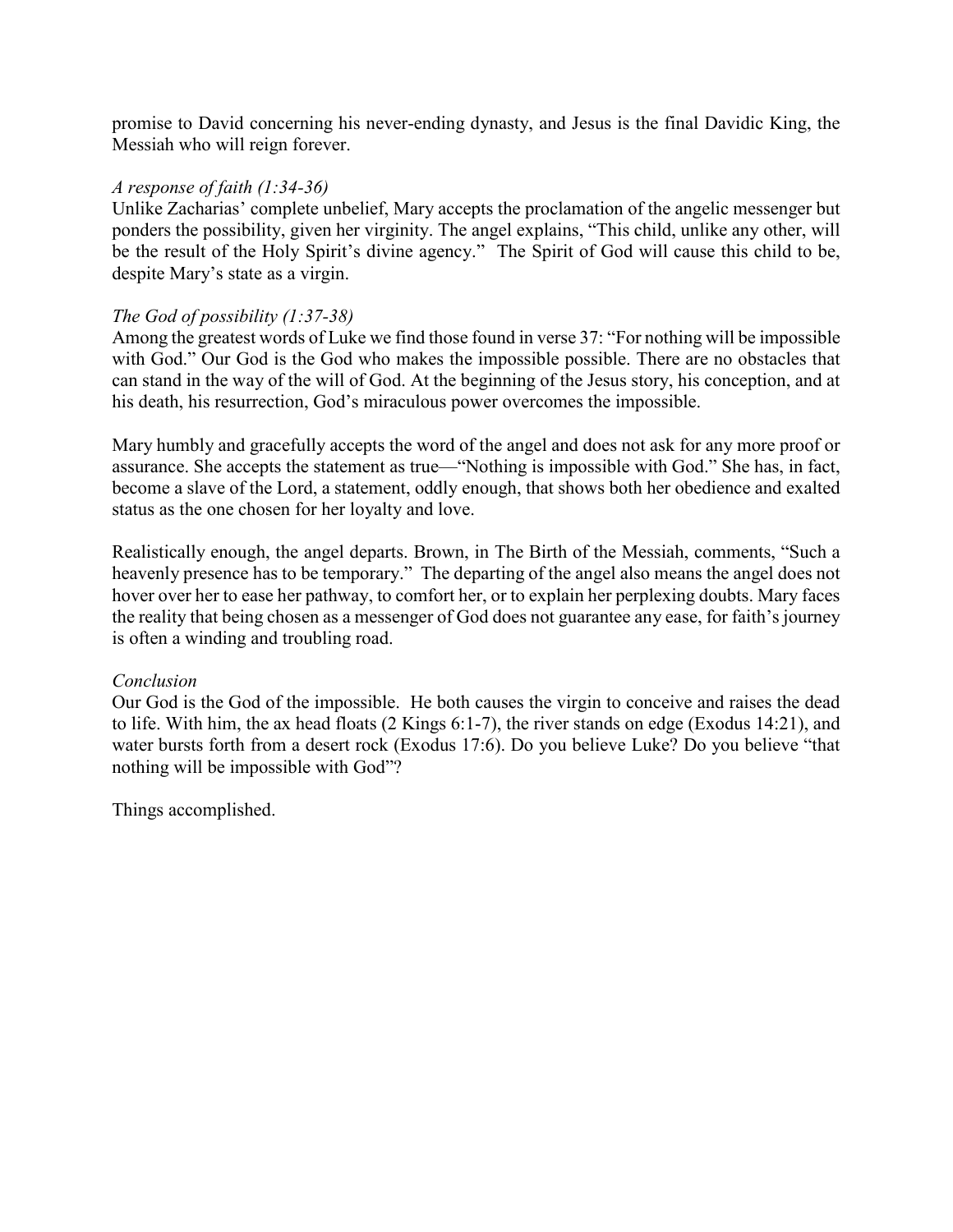promise to David concerning his never-ending dynasty, and Jesus is the final Davidic King, the Messiah who will reign forever.

*A response of faith (1:34-36)*

Unlike Zacharias' complete unbelief, Mary accepts the proclamation of the angelic messenger but ponders the possibility, given her virginity. The angel explains, "This child, unlike any other, will be the result of the Holy Spirit's divine agency." The Spirit of God will cause this child to be, despite Mary's state as a virgin.

*The God of possibility (1:37-38)*

Among the greatest words of Luke we find those found in verse 37: "For nothing will be impossible with God." Our God is the God who makes the impossible possible. There are no obstacles that can stand in the way of the will of God. At the beginning of the Jesus story, his conception, and at his death, his resurrection, God's miraculous power overcomes the impossible.

Mary humbly and gracefully accepts the word of the angel and does not ask for any more proof or assurance. She accepts the statement as true—"Nothing is impossible with God." She has, in fact, become a slave of the Lord, a statement, oddly enough, that shows both her obedience and exalted status as the one chosen for her loyalty and love.

Realistically enough, the angel departs. Brown, in The Birth of the Messiah, comments, "Such a heavenly presence has to be temporary." The departing of the angel also means the angel does not hover over her to ease her pathway, to comfort her, or to explain her perplexing doubts. Mary faces the reality that being chosen as a messenger of God does not guarantee any ease, for faith's journey is often a winding and troubling road.

*Conclusion*

Our God is the God of the impossible. He both causes the virgin to conceive and raises the dead to life. With him, the ax head floats (2 Kings 6:1-7), the river stands on edge (Exodus 14:21), and water bursts forth from a desert rock (Exodus 17:6). Do you believe Luke? Do you believe "that nothing will be impossible with God"?

Things accomplished.